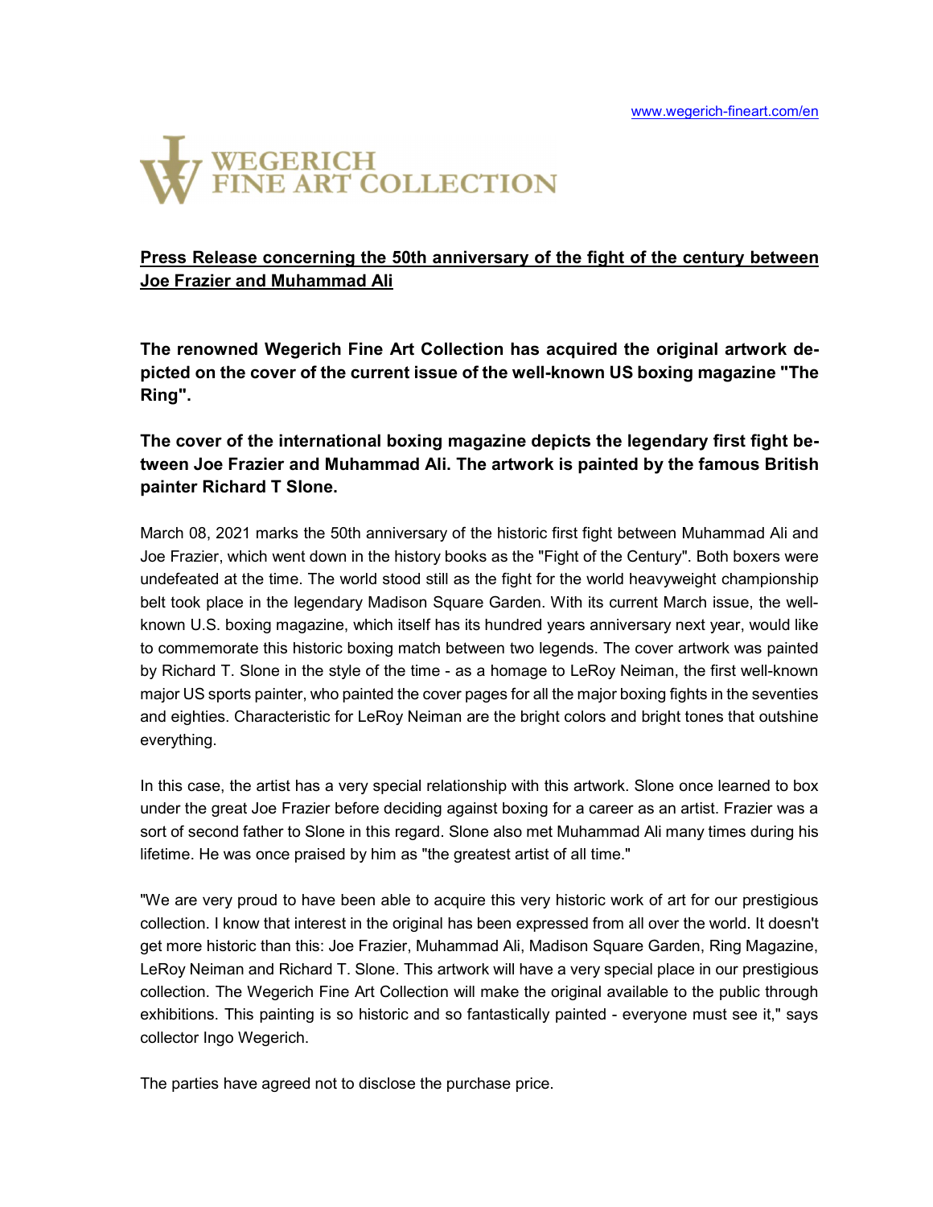www.wegerich-fineart.com/en

WEGERICH FINE ART COLLECTION

## Press Release concerning the 50th anniversary of the fight of the century between Joe Frazier and Muhammad Ali

**The renowned Wegerich Fine Art Collection has acquired the original artwork depicted on the cover of the current issue of the well-known US boxing magazine "The Ring".**

**The cover of the international boxing magazine depicts the legendary first fight between Joe Frazier and Muhammad Ali. The artwork is painted by the famous British painter Richard T Slone.**

March 08, 2021 marks the 50th anniversary of the historic first fight between Muhammad Ali and Joe Frazier, which went down in the history books as the "Fight of the Century". Both boxers were undefeated at the time. The world stood still as the fight for the world heavyweight championship belt took place in the legendary Madison Square Garden. With its current March issue, the well-known U.S. boxing magazine, which itself has its hundred years anniversary next year, would like to commemorate this historic boxing match between two legends. The cover artwork was painted by Richard T. Slone in the style of the time - as a homage to LeRoy Neiman, the first well-known major US sports painter, who painted the cover pages for all the major boxing fights in the seventies and eighties. Characteristic for LeRoy Neiman are the bright colors and bright tones that outshine everything.

In this case, the artist has a very special relationship with this artwork. Slone once learned to box under the great Joe Frazier before deciding against boxing for a career as an artist. Frazier was a sort of second father to Slone in this regard. Slone also met Muhammad Ali many times during his lifetime. He was once praised by him as "the greatest artist of all time."

"We are very proud to have been able to acquire this very historic work of art for our prestigious collection. I know that interest in the original has been expressed from all over the world. It doesn't get more historic than this: Joe Frazier, Muhammad Ali, Madison Square Garden, Ring Magazine, LeRoy Neiman and Richard T. Slone. This artwork will have a very special place in our prestigious collection. The Wegerich Fine Art Collection will make the original available to the public through exhibitions. This painting is so historic and so fantastically painted - everyone must see it," says collector Ingo Wegerich.

The parties have agreed not to disclose the purchase price.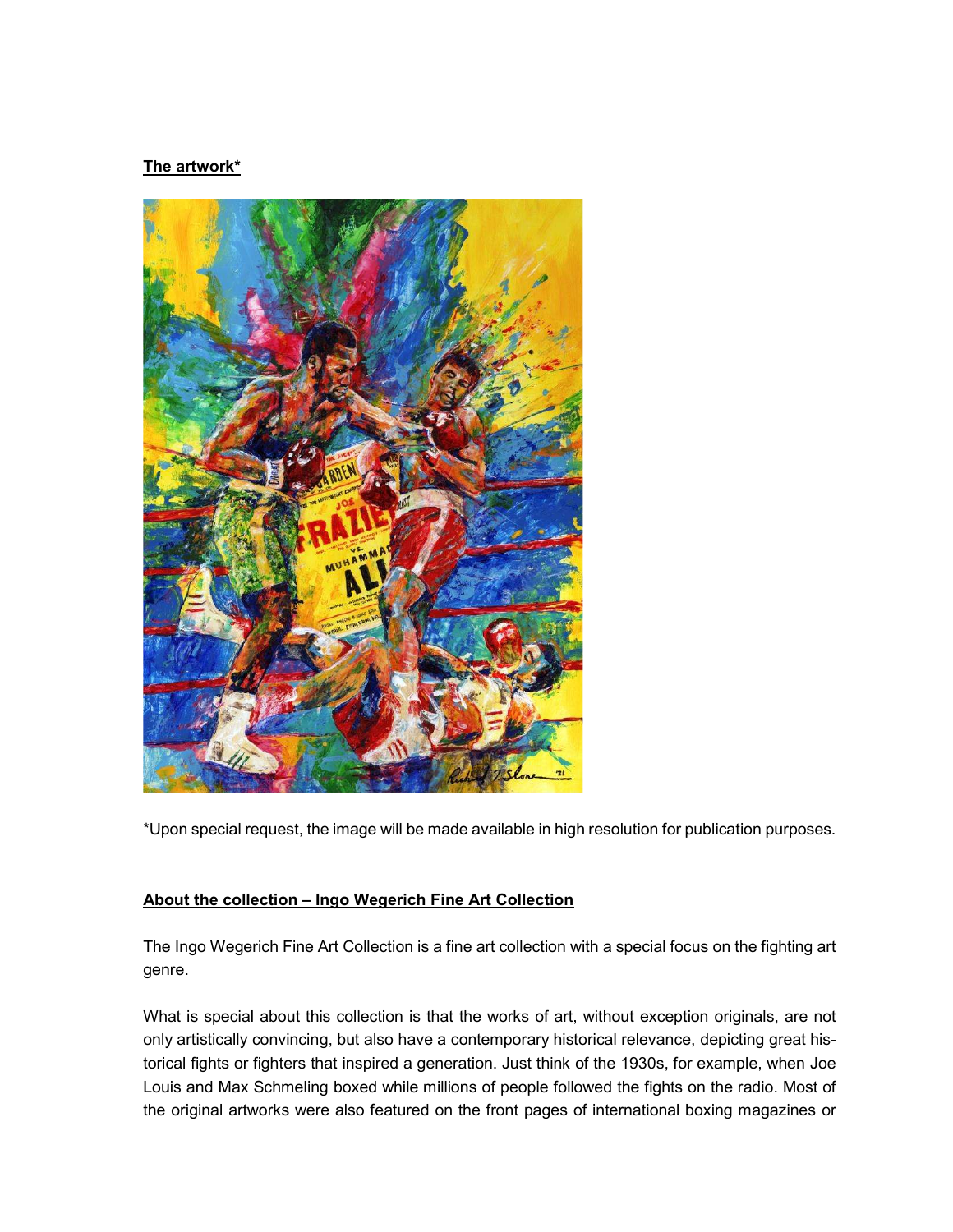**The artwork***

*Upon special request, the image will be made available in high resolution for publication purposes.

**About the collection – Ingo Wegerich Fine Art Collection**

The Ingo Wegerich Fine Art Collection is a fine art collection with a special focus on the fighting art genre.

What is special about this collection is that the works of art, without exception originals, are not only artistically convincing, but also have a contemporary historical relevance, depicting great historical fights or fighters that inspired a generation. Just think of the 1930s, for example, when Joe Louis and Max Schmeling boxed while millions of people followed the fights on the radio. Most of the original artworks were also featured on the front pages of international boxing magazines or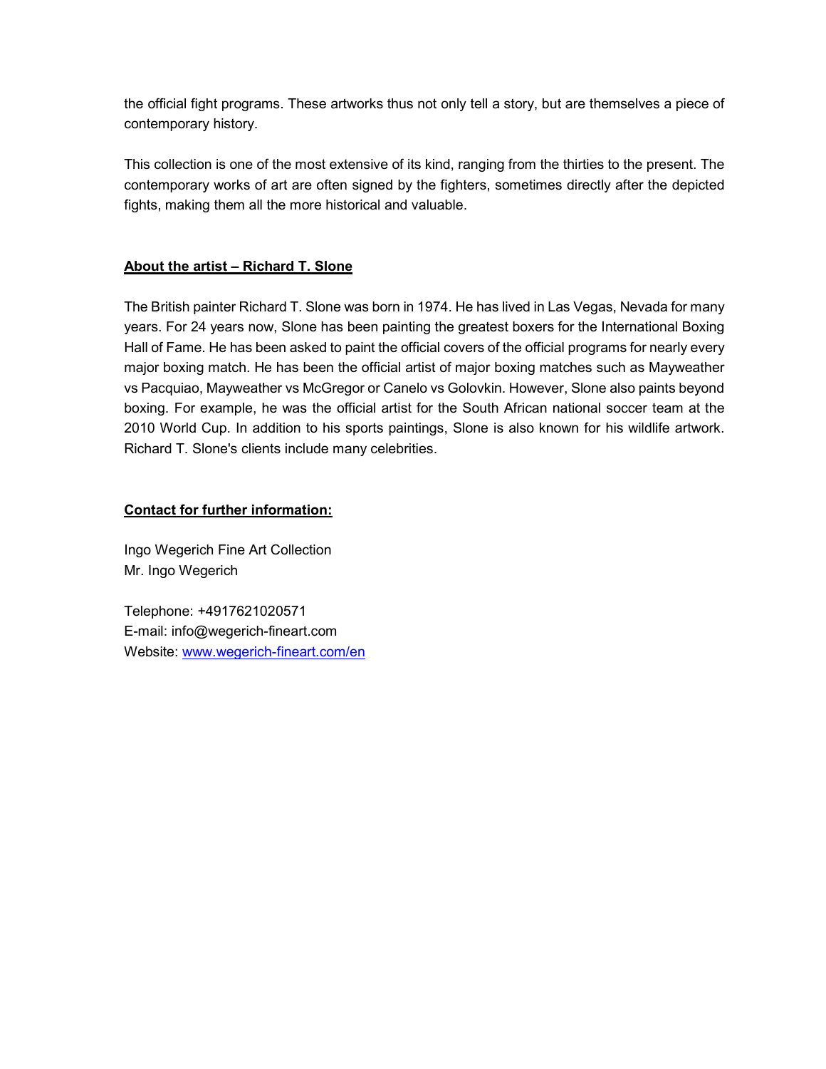the official fight programs. These artworks thus not only tell a story, but are themselves a piece of contemporary history.

This collection is one of the most extensive of its kind, ranging from the thirties to the present. The contemporary works of art are often signed by the fighters, sometimes directly after the depicted fights, making them all the more historical and valuable.

## **About the artist – Richard T. Slone**

The British painter Richard T. Slone was born in 1974. He has lived in Las Vegas, Nevada for many years. For 24 years now, Slone has been painting the greatest boxers for the International Boxing Hall of Fame. He has been asked to paint the official covers of the official programs for nearly every major boxing match. He has been the official artist of major boxing matches such as Mayweather vs Pacquiao, Mayweather vs McGregor or Canelo vs Golovkin. However, Slone also paints beyond boxing. For example, he was the official artist for the South African national soccer team at the 2010 World Cup. In addition to his sports paintings, Slone is also known for his wildlife artwork. Richard T. Slone's clients include many celebrities.

## **Contact for further information:**

Ingo Wegerich Fine Art Collection
Mr. Ingo Wegerich

Telephone: +4917621020571
E-mail: info@wegerich-fineart.com
Website: [www.wegerich-fineart.com/en](www.wegerich-fineart.com/en)